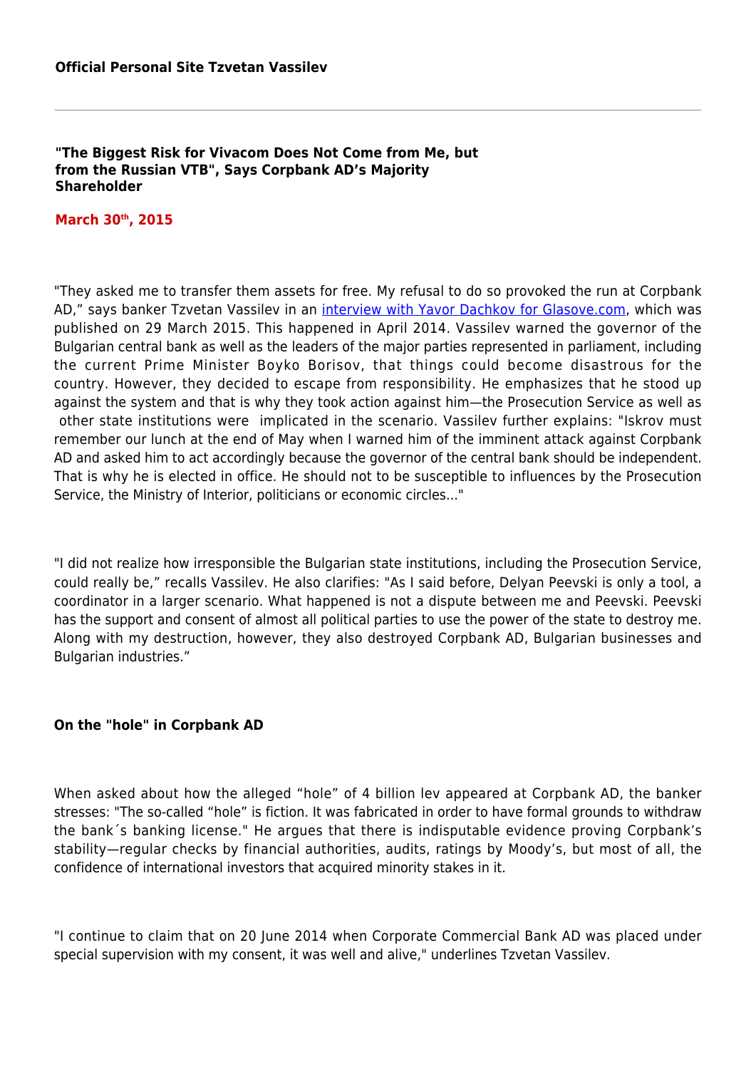**Official Personal Site Tzvetan Vassilev**

---

# "The Biggest Risk for Vivacom Does Not Come from Me, but from the Russian VTB", Says Corpbank AD's Majority Shareholder

**March 30th, 2015**

"They asked me to transfer them assets for free. My refusal to do so provoked the run at Corpbank AD," says banker Tzvetan Vassilev in an [interview with Yavor Dachkov for Glasove.com](), which was published on 29 March 2015. This happened in April 2014. Vassilev warned the governor of the Bulgarian central bank as well as the leaders of the major parties represented in parliament, including the current Prime Minister Boyko Borisov, that things could become disastrous for the country. However, they decided to escape from responsibility. He emphasizes that he stood up against the system and that is why they took action against him—the Prosecution Service as well as other state institutions were implicated in the scenario. Vassilev further explains: "Iskrov must remember our lunch at the end of May when I warned him of the imminent attack against Corpbank AD and asked him to act accordingly because the governor of the central bank should be independent. That is why he is elected in office. He should not to be susceptible to influences by the Prosecution Service, the Ministry of Interior, politicians or economic circles..."

"I did not realize how irresponsible the Bulgarian state institutions, including the Prosecution Service, could really be," recalls Vassilev. He also clarifies: "As I said before, Delyan Peevski is only a tool, a coordinator in a larger scenario. What happened is not a dispute between me and Peevski. Peevski has the support and consent of almost all political parties to use the power of the state to destroy me. Along with my destruction, however, they also destroyed Corpbank AD, Bulgarian businesses and Bulgarian industries."

## On the "hole" in Corpbank AD

When asked about how the alleged "hole" of 4 billion lev appeared at Corpbank AD, the banker stresses: "The so-called "hole" is fiction. It was fabricated in order to have formal grounds to withdraw the bank´s banking license." He argues that there is indisputable evidence proving Corpbank's stability—regular checks by financial authorities, audits, ratings by Moody's, but most of all, the confidence of international investors that acquired minority stakes in it.

"I continue to claim that on 20 June 2014 when Corporate Commercial Bank AD was placed under special supervision with my consent, it was well and alive," underlines Tzvetan Vassilev.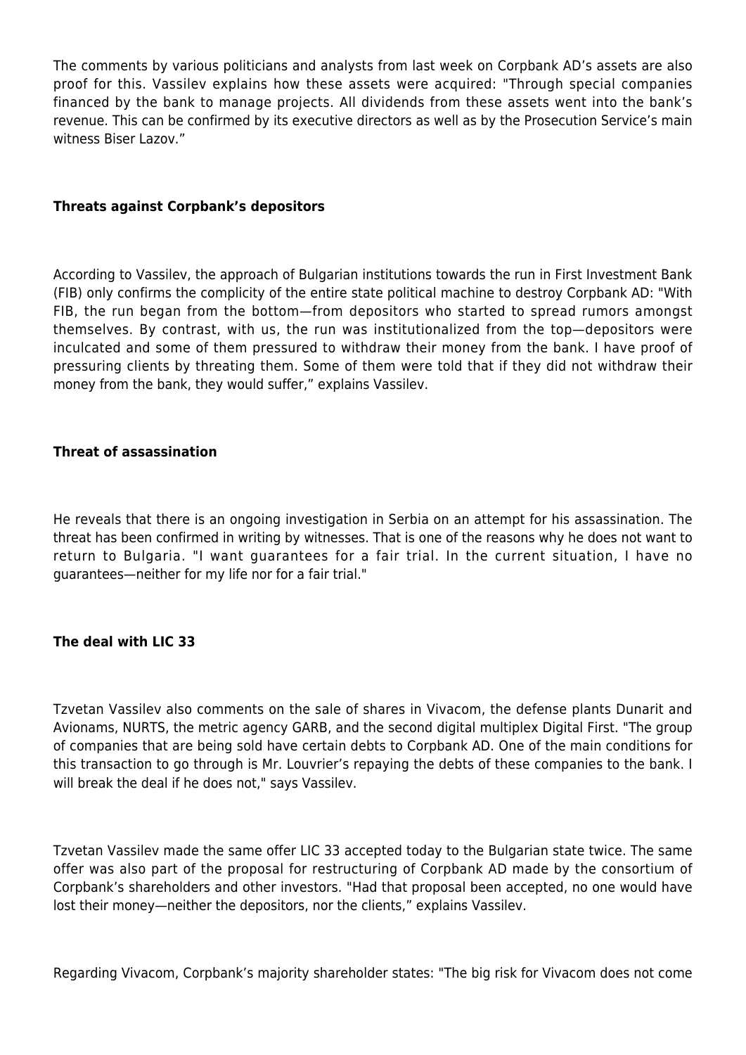The comments by various politicians and analysts from last week on Corpbank AD's assets are also proof for this. Vassilev explains how these assets were acquired: "Through special companies financed by the bank to manage projects. All dividends from these assets went into the bank's revenue. This can be confirmed by its executive directors as well as by the Prosecution Service's main witness Biser Lazov."

**Threats against Corpbank's depositors**

According to Vassilev, the approach of Bulgarian institutions towards the run in First Investment Bank (FIB) only confirms the complicity of the entire state political machine to destroy Corpbank AD: "With FIB, the run began from the bottom—from depositors who started to spread rumors amongst themselves. By contrast, with us, the run was institutionalized from the top—depositors were inculcated and some of them pressured to withdraw their money from the bank. I have proof of pressuring clients by threating them. Some of them were told that if they did not withdraw their money from the bank, they would suffer," explains Vassilev.

**Threat of assassination**

He reveals that there is an ongoing investigation in Serbia on an attempt for his assassination. The threat has been confirmed in writing by witnesses. That is one of the reasons why he does not want to return to Bulgaria. "I want guarantees for a fair trial. In the current situation, I have no guarantees—neither for my life nor for a fair trial."

**The deal with LIC 33**

Tzvetan Vassilev also comments on the sale of shares in Vivacom, the defense plants Dunarit and Avionams, NURTS, the metric agency GARB, and the second digital multiplex Digital First. "The group of companies that are being sold have certain debts to Corpbank AD. One of the main conditions for this transaction to go through is Mr. Louvrier's repaying the debts of these companies to the bank. I will break the deal if he does not," says Vassilev.

Tzvetan Vassilev made the same offer LIC 33 accepted today to the Bulgarian state twice. The same offer was also part of the proposal for restructuring of Corpbank AD made by the consortium of Corpbank's shareholders and other investors. "Had that proposal been accepted, no one would have lost their money—neither the depositors, nor the clients," explains Vassilev.

Regarding Vivacom, Corpbank's majority shareholder states: "The big risk for Vivacom does not come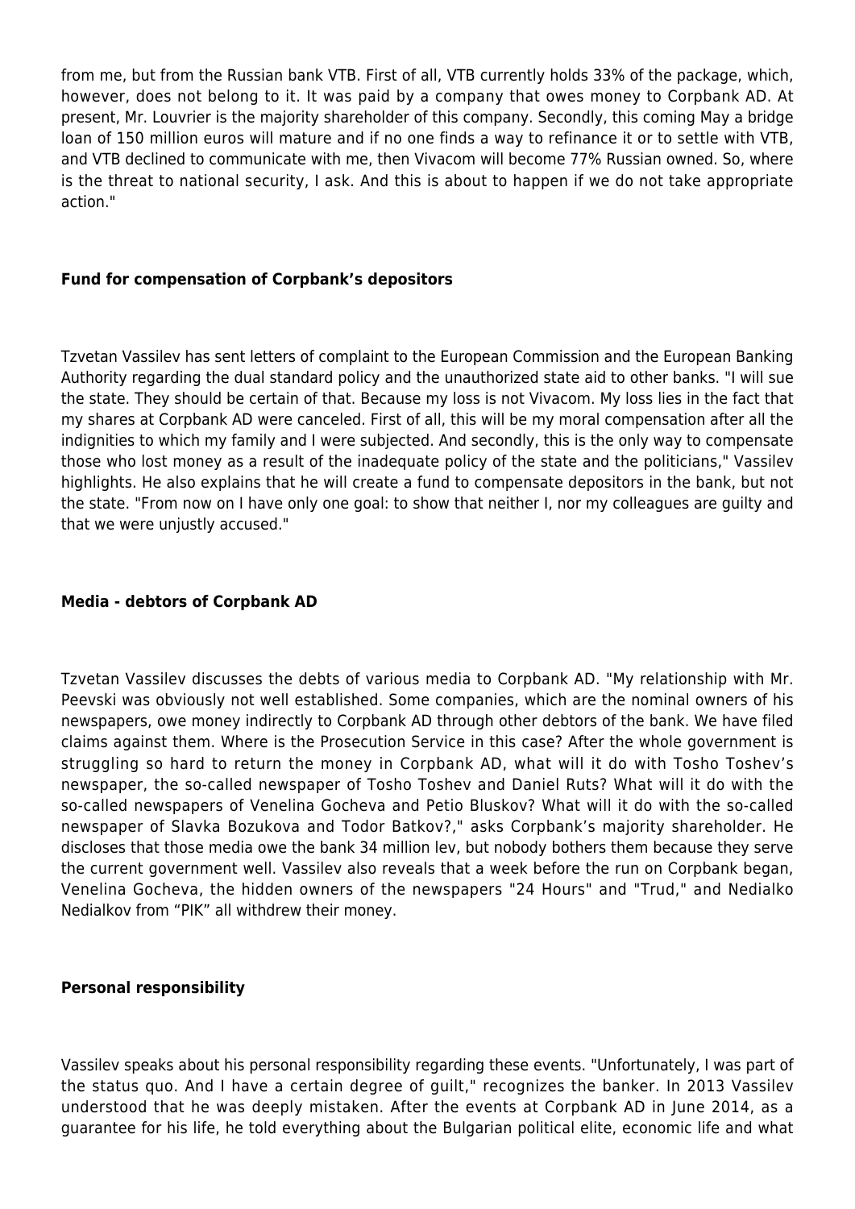from me, but from the Russian bank VTB. First of all, VTB currently holds 33% of the package, which, however, does not belong to it. It was paid by a company that owes money to Corpbank AD. At present, Mr. Louvrier is the majority shareholder of this company. Secondly, this coming May a bridge loan of 150 million euros will mature and if no one finds a way to refinance it or to settle with VTB, and VTB declined to communicate with me, then Vivacom will become 77% Russian owned. So, where is the threat to national security, I ask. And this is about to happen if we do not take appropriate action."

**Fund for compensation of Corpbank's depositors**

Tzvetan Vassilev has sent letters of complaint to the European Commission and the European Banking Authority regarding the dual standard policy and the unauthorized state aid to other banks. "I will sue the state. They should be certain of that. Because my loss is not Vivacom. My loss lies in the fact that my shares at Corpbank AD were canceled. First of all, this will be my moral compensation after all the indignities to which my family and I were subjected. And secondly, this is the only way to compensate those who lost money as a result of the inadequate policy of the state and the politicians," Vassilev highlights. He also explains that he will create a fund to compensate depositors in the bank, but not the state. "From now on I have only one goal: to show that neither I, nor my colleagues are guilty and that we were unjustly accused."

**Media - debtors of Corpbank AD**

Tzvetan Vassilev discusses the debts of various media to Corpbank AD. "My relationship with Mr. Peevski was obviously not well established. Some companies, which are the nominal owners of his newspapers, owe money indirectly to Corpbank AD through other debtors of the bank. We have filed claims against them. Where is the Prosecution Service in this case? After the whole government is struggling so hard to return the money in Corpbank AD, what will it do with Tosho Toshev's newspaper, the so-called newspaper of Tosho Toshev and Daniel Ruts? What will it do with the so-called newspapers of Venelina Gocheva and Petio Bluskov? What will it do with the so-called newspaper of Slavka Bozukova and Todor Batkov?," asks Corpbank's majority shareholder. He discloses that those media owe the bank 34 million lev, but nobody bothers them because they serve the current government well. Vassilev also reveals that a week before the run on Corpbank began, Venelina Gocheva, the hidden owners of the newspapers "24 Hours" and "Trud," and Nedialko Nedialkov from "PIK" all withdrew their money.

**Personal responsibility**

Vassilev speaks about his personal responsibility regarding these events. "Unfortunately, I was part of the status quo. And I have a certain degree of guilt," recognizes the banker. In 2013 Vassilev understood that he was deeply mistaken. After the events at Corpbank AD in June 2014, as a guarantee for his life, he told everything about the Bulgarian political elite, economic life and what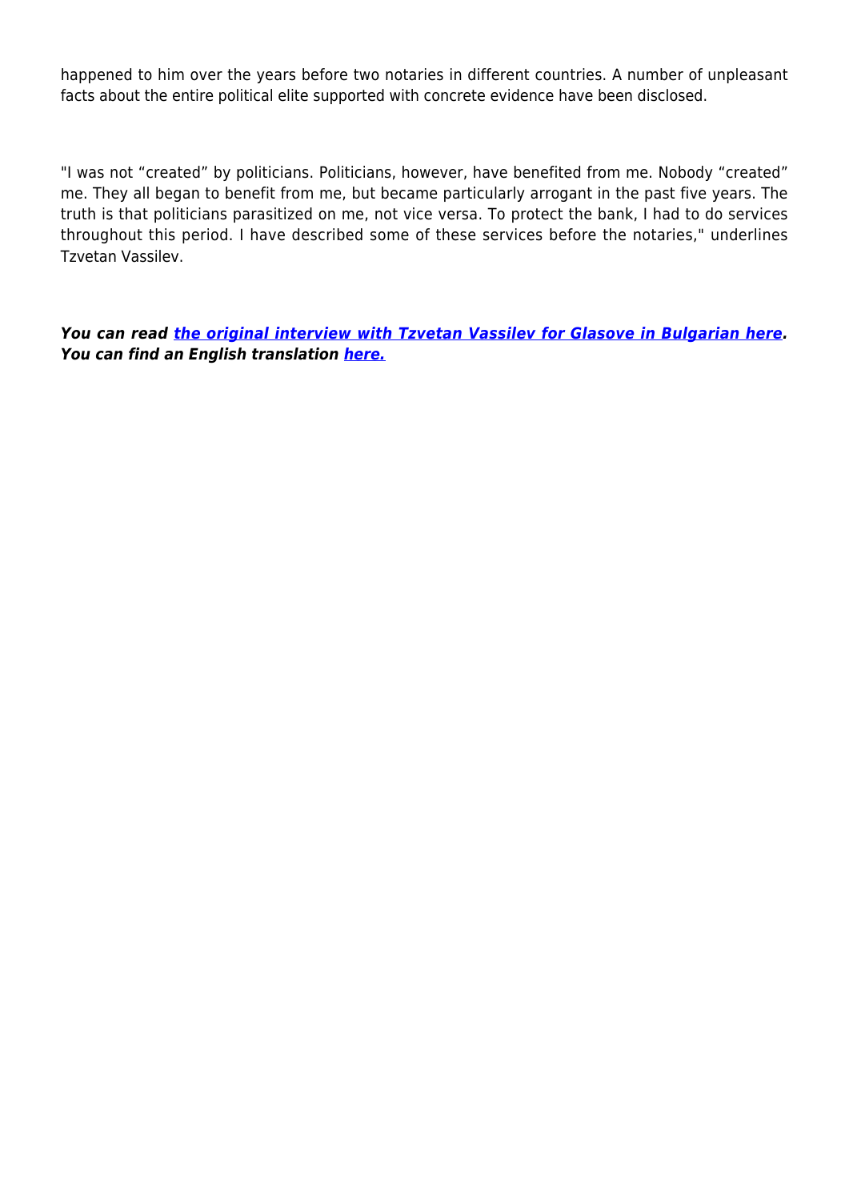happened to him over the years before two notaries in different countries. A number of unpleasant facts about the entire political elite supported with concrete evidence have been disclosed.

"I was not “created” by politicians. Politicians, however, have benefited from me. Nobody “created” me. They all began to benefit from me, but became particularly arrogant in the past five years. The truth is that politicians parasitized on me, not vice versa. To protect the bank, I had to do services throughout this period. I have described some of these services before the notaries," underlines Tzvetan Vassilev.

***You can read the original interview with Tzvetan Vassilev for Glasove in Bulgarian here. You can find an English translation here.***